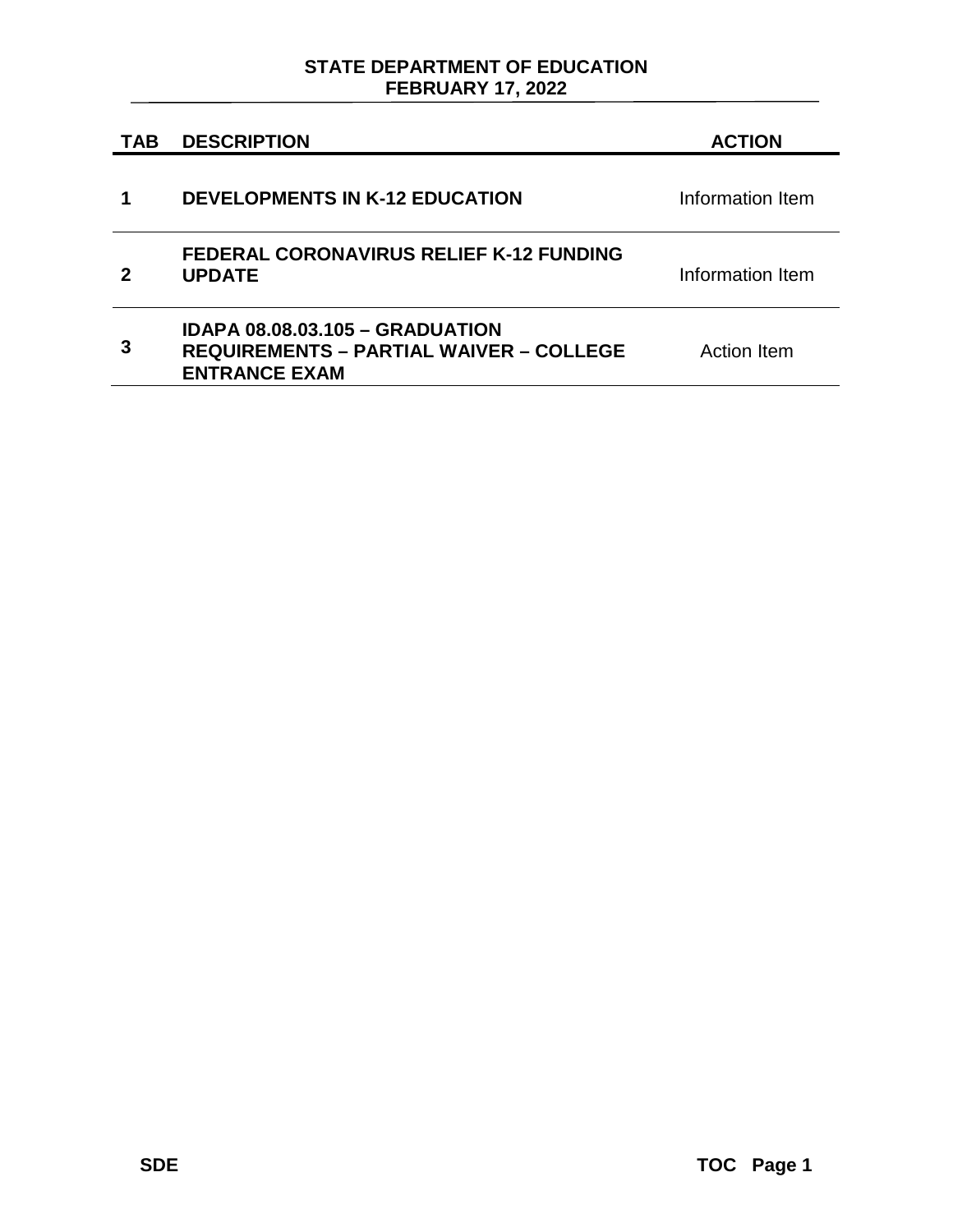**STATE DEPARTMENT OF EDUCATION**
**FEBRUARY 17, 2022**

| TAB | DESCRIPTION | ACTION |
|---|---|---|
| 1 | **DEVELOPMENTS IN K-12 EDUCATION** | Information Item |
| 2 | **FEDERAL CORONAVIRUS RELIEF K-12 FUNDING UPDATE** | Information Item |
| 3 | **IDAPA 08.08.03.105 – GRADUATION REQUIREMENTS – PARTIAL WAIVER – COLLEGE ENTRANCE EXAM** | Action Item |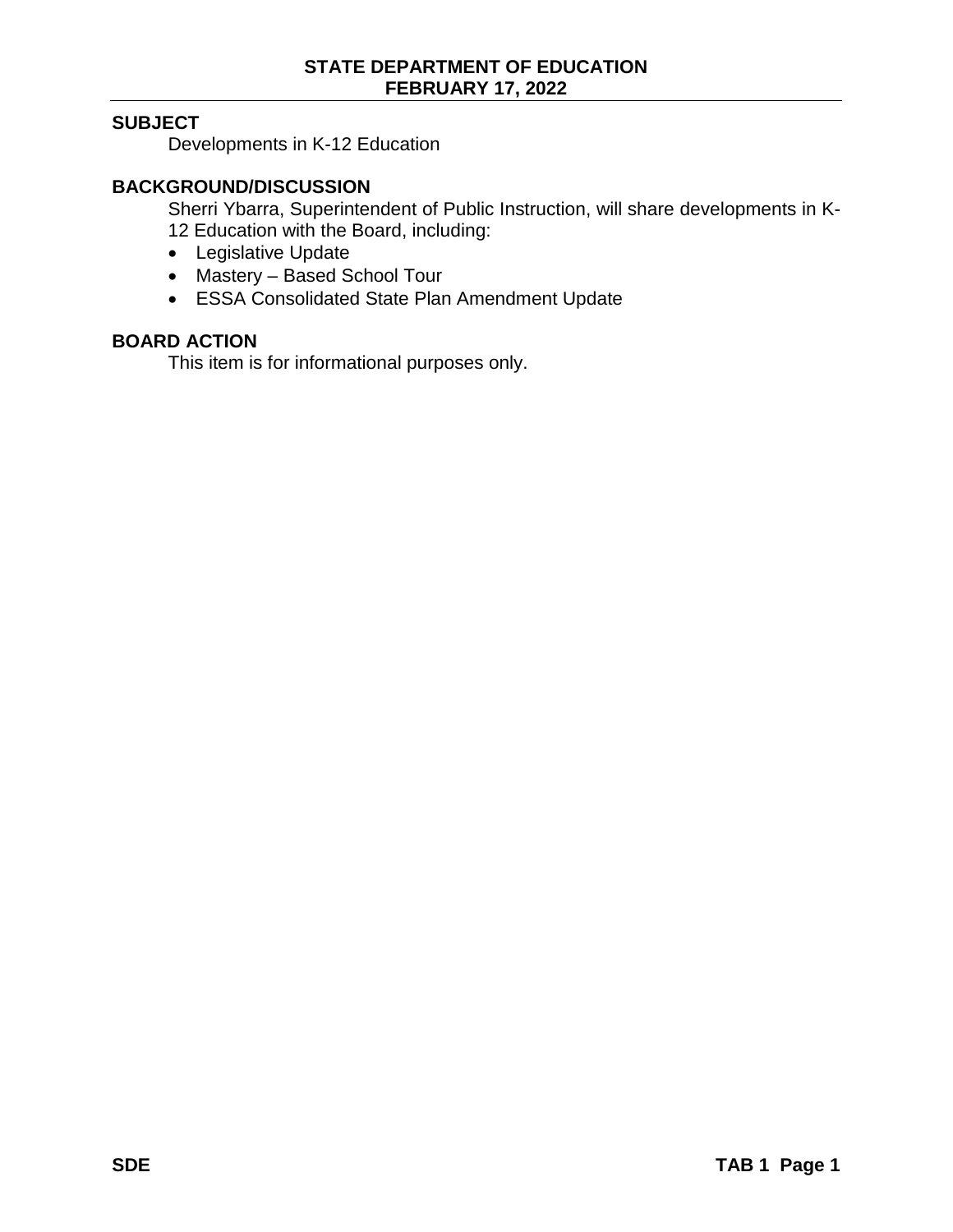**STATE DEPARTMENT OF EDUCATION**
**FEBRUARY 17, 2022**

## SUBJECT

Developments in K-12 Education

## BACKGROUND/DISCUSSION

Sherri Ybarra, Superintendent of Public Instruction, will share developments in K-12 Education with the Board, including:

- Legislative Update
- Mastery – Based School Tour
- ESSA Consolidated State Plan Amendment Update

## BOARD ACTION

This item is for informational purposes only.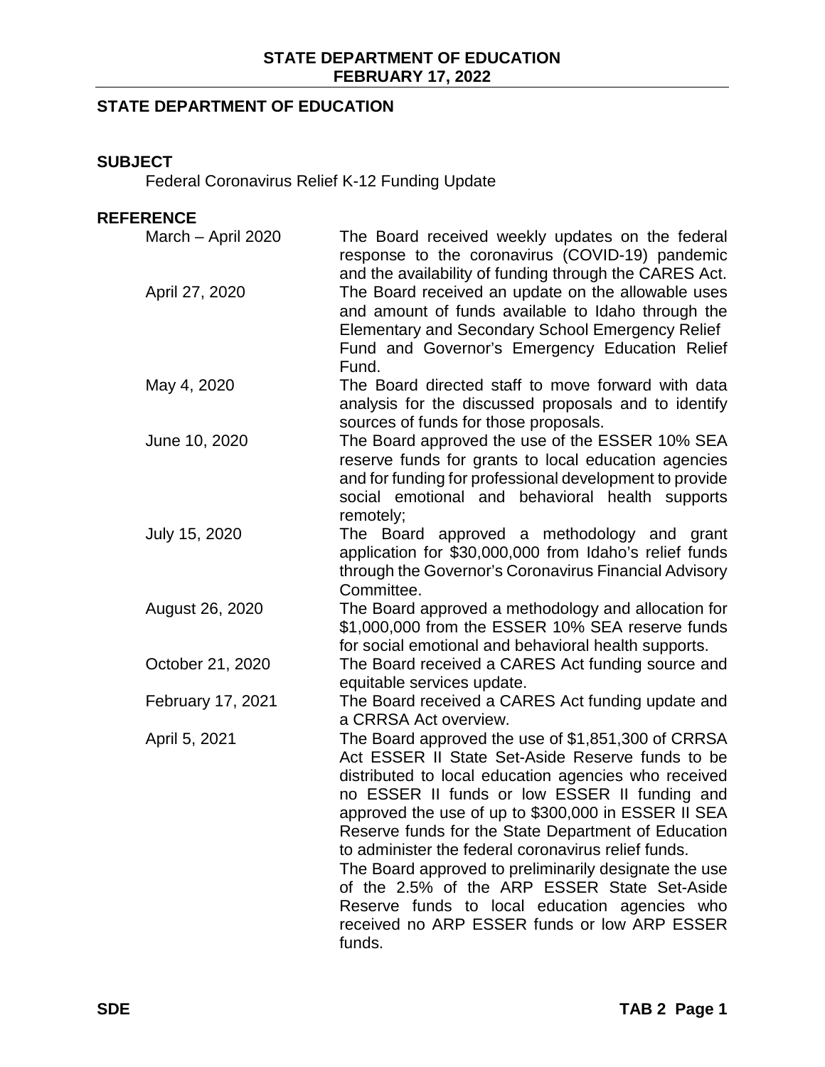## STATE DEPARTMENT OF EDUCATION

### SUBJECT

Federal Coronavirus Relief K-12 Funding Update

### REFERENCE

| | |
|---|---|
| March – April 2020 | The Board received weekly updates on the federal response to the coronavirus (COVID-19) pandemic and the availability of funding through the CARES Act. |
| April 27, 2020 | The Board received an update on the allowable uses and amount of funds available to Idaho through the Elementary and Secondary School Emergency Relief Fund and Governor's Emergency Education Relief Fund. |
| May 4, 2020 | The Board directed staff to move forward with data analysis for the discussed proposals and to identify sources of funds for those proposals. |
| June 10, 2020 | The Board approved the use of the ESSER 10% SEA reserve funds for grants to local education agencies and for funding for professional development to provide social emotional and behavioral health supports remotely; |
| July 15, 2020 | The Board approved a methodology and grant application for $30,000,000 from Idaho's relief funds through the Governor's Coronavirus Financial Advisory Committee. |
| August 26, 2020 | The Board approved a methodology and allocation for $1,000,000 from the ESSER 10% SEA reserve funds for social emotional and behavioral health supports. |
| October 21, 2020 | The Board received a CARES Act funding source and equitable services update. |
| February 17, 2021 | The Board received a CARES Act funding update and a CRRSA Act overview. |
| April 5, 2021 | The Board approved the use of $1,851,300 of CRRSA Act ESSER II State Set-Aside Reserve funds to be distributed to local education agencies who received no ESSER II funds or low ESSER II funding and approved the use of up to $300,000 in ESSER II SEA Reserve funds for the State Department of Education to administer the federal coronavirus relief funds. The Board approved to preliminarily designate the use of the 2.5% of the ARP ESSER State Set-Aside Reserve funds to local education agencies who received no ARP ESSER funds or low ARP ESSER funds. |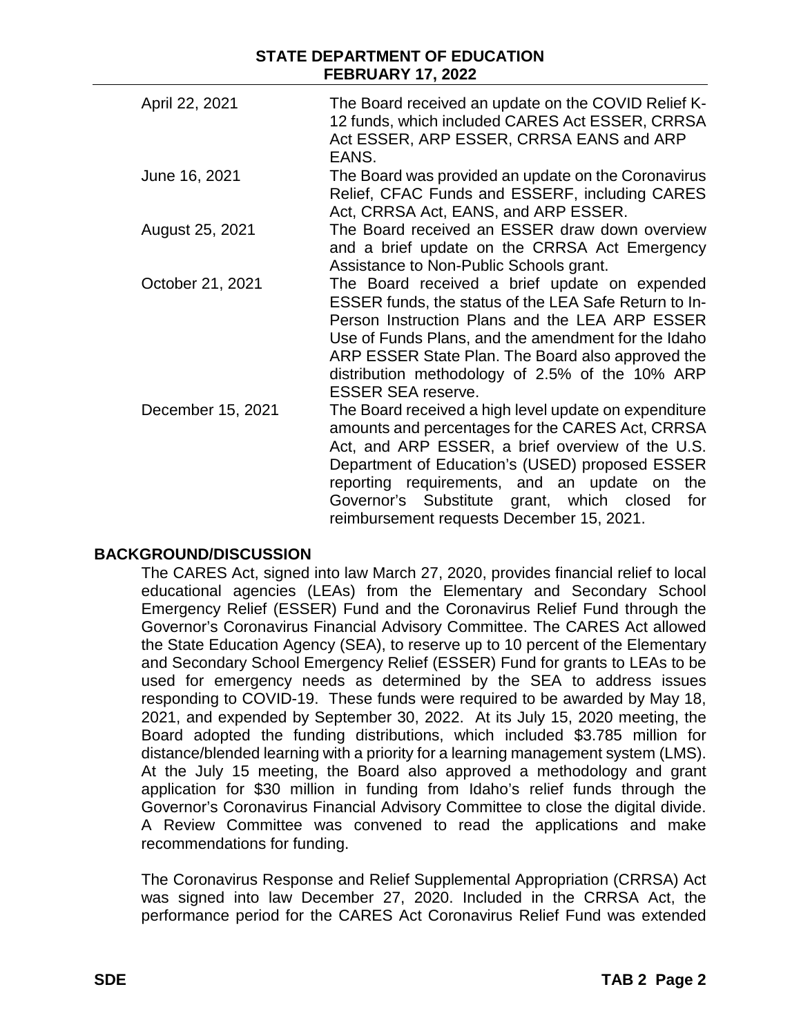| | |
|---|---|
| April 22, 2021 | The Board received an update on the COVID Relief K-12 funds, which included CARES Act ESSER, CRRSA Act ESSER, ARP ESSER, CRRSA EANS and ARP EANS. |
| June 16, 2021 | The Board was provided an update on the Coronavirus Relief, CFAC Funds and ESSERF, including CARES Act, CRRSA Act, EANS, and ARP ESSER. |
| August 25, 2021 | The Board received an ESSER draw down overview and a brief update on the CRRSA Act Emergency Assistance to Non-Public Schools grant. |
| October 21, 2021 | The Board received a brief update on expended ESSER funds, the status of the LEA Safe Return to In-Person Instruction Plans and the LEA ARP ESSER Use of Funds Plans, and the amendment for the Idaho ARP ESSER State Plan. The Board also approved the distribution methodology of 2.5% of the 10% ARP ESSER SEA reserve. |
| December 15, 2021 | The Board received a high level update on expenditure amounts and percentages for the CARES Act, CRRSA Act, and ARP ESSER, a brief overview of the U.S. Department of Education's (USED) proposed ESSER reporting requirements, and an update on the Governor's Substitute grant, which closed for reimbursement requests December 15, 2021. |

## BACKGROUND/DISCUSSION

The CARES Act, signed into law March 27, 2020, provides financial relief to local educational agencies (LEAs) from the Elementary and Secondary School Emergency Relief (ESSER) Fund and the Coronavirus Relief Fund through the Governor's Coronavirus Financial Advisory Committee. The CARES Act allowed the State Education Agency (SEA), to reserve up to 10 percent of the Elementary and Secondary School Emergency Relief (ESSER) Fund for grants to LEAs to be used for emergency needs as determined by the SEA to address issues responding to COVID-19. These funds were required to be awarded by May 18, 2021, and expended by September 30, 2022. At its July 15, 2020 meeting, the Board adopted the funding distributions, which included $3.785 million for distance/blended learning with a priority for a learning management system (LMS). At the July 15 meeting, the Board also approved a methodology and grant application for $30 million in funding from Idaho's relief funds through the Governor's Coronavirus Financial Advisory Committee to close the digital divide. A Review Committee was convened to read the applications and make recommendations for funding.

The Coronavirus Response and Relief Supplemental Appropriation (CRRSA) Act was signed into law December 27, 2020. Included in the CRRSA Act, the performance period for the CARES Act Coronavirus Relief Fund was extended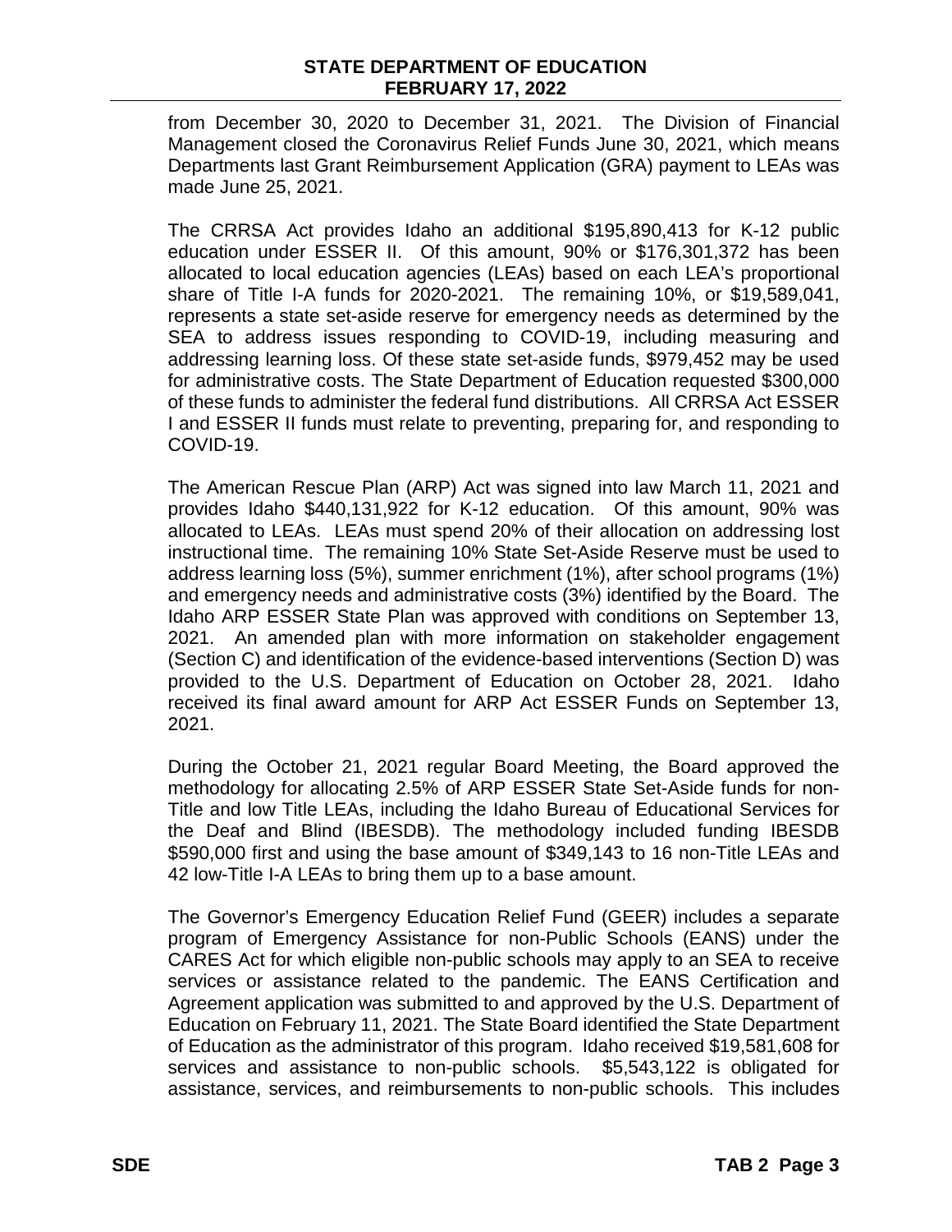from December 30, 2020 to December 31, 2021. The Division of Financial Management closed the Coronavirus Relief Funds June 30, 2021, which means Departments last Grant Reimbursement Application (GRA) payment to LEAs was made June 25, 2021.

The CRRSA Act provides Idaho an additional $195,890,413 for K-12 public education under ESSER II. Of this amount, 90% or $176,301,372 has been allocated to local education agencies (LEAs) based on each LEA's proportional share of Title I-A funds for 2020-2021. The remaining 10%, or $19,589,041, represents a state set-aside reserve for emergency needs as determined by the SEA to address issues responding to COVID-19, including measuring and addressing learning loss. Of these state set-aside funds, $979,452 may be used for administrative costs. The State Department of Education requested $300,000 of these funds to administer the federal fund distributions. All CRRSA Act ESSER I and ESSER II funds must relate to preventing, preparing for, and responding to COVID-19.

The American Rescue Plan (ARP) Act was signed into law March 11, 2021 and provides Idaho $440,131,922 for K-12 education. Of this amount, 90% was allocated to LEAs. LEAs must spend 20% of their allocation on addressing lost instructional time. The remaining 10% State Set-Aside Reserve must be used to address learning loss (5%), summer enrichment (1%), after school programs (1%) and emergency needs and administrative costs (3%) identified by the Board. The Idaho ARP ESSER State Plan was approved with conditions on September 13, 2021. An amended plan with more information on stakeholder engagement (Section C) and identification of the evidence-based interventions (Section D) was provided to the U.S. Department of Education on October 28, 2021. Idaho received its final award amount for ARP Act ESSER Funds on September 13, 2021.

During the October 21, 2021 regular Board Meeting, the Board approved the methodology for allocating 2.5% of ARP ESSER State Set-Aside funds for non-Title and low Title LEAs, including the Idaho Bureau of Educational Services for the Deaf and Blind (IBESDB). The methodology included funding IBESDB $590,000 first and using the base amount of $349,143 to 16 non-Title LEAs and 42 low-Title I-A LEAs to bring them up to a base amount.

The Governor's Emergency Education Relief Fund (GEER) includes a separate program of Emergency Assistance for non-Public Schools (EANS) under the CARES Act for which eligible non-public schools may apply to an SEA to receive services or assistance related to the pandemic. The EANS Certification and Agreement application was submitted to and approved by the U.S. Department of Education on February 11, 2021. The State Board identified the State Department of Education as the administrator of this program. Idaho received $19,581,608 for services and assistance to non-public schools. $5,543,122 is obligated for assistance, services, and reimbursements to non-public schools. This includes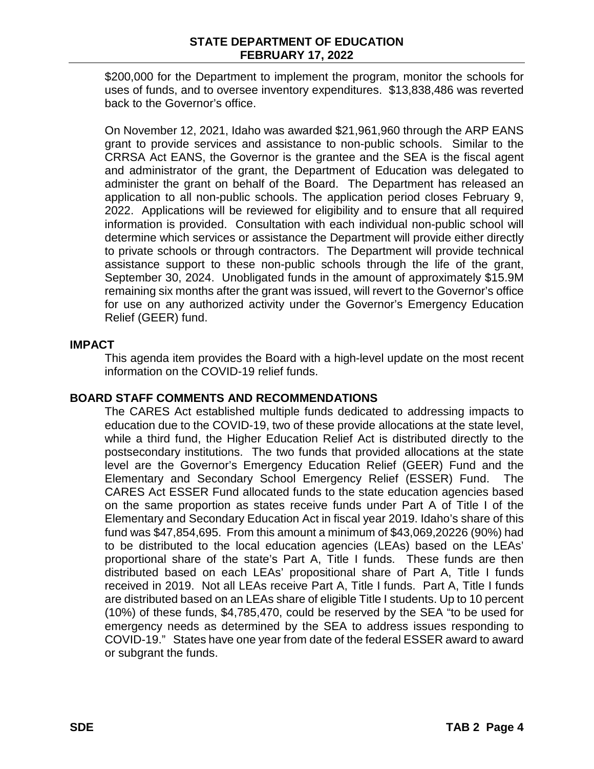$200,000 for the Department to implement the program, monitor the schools for uses of funds, and to oversee inventory expenditures. $13,838,486 was reverted back to the Governor's office.

On November 12, 2021, Idaho was awarded $21,961,960 through the ARP EANS grant to provide services and assistance to non-public schools. Similar to the CRRSA Act EANS, the Governor is the grantee and the SEA is the fiscal agent and administrator of the grant, the Department of Education was delegated to administer the grant on behalf of the Board. The Department has released an application to all non-public schools. The application period closes February 9, 2022. Applications will be reviewed for eligibility and to ensure that all required information is provided. Consultation with each individual non-public school will determine which services or assistance the Department will provide either directly to private schools or through contractors. The Department will provide technical assistance support to these non-public schools through the life of the grant, September 30, 2024. Unobligated funds in the amount of approximately $15.9M remaining six months after the grant was issued, will revert to the Governor's office for use on any authorized activity under the Governor's Emergency Education Relief (GEER) fund.

## IMPACT

This agenda item provides the Board with a high-level update on the most recent information on the COVID-19 relief funds.

## BOARD STAFF COMMENTS AND RECOMMENDATIONS

The CARES Act established multiple funds dedicated to addressing impacts to education due to the COVID-19, two of these provide allocations at the state level, while a third fund, the Higher Education Relief Act is distributed directly to the postsecondary institutions. The two funds that provided allocations at the state level are the Governor's Emergency Education Relief (GEER) Fund and the Elementary and Secondary School Emergency Relief (ESSER) Fund. The CARES Act ESSER Fund allocated funds to the state education agencies based on the same proportion as states receive funds under Part A of Title I of the Elementary and Secondary Education Act in fiscal year 2019. Idaho's share of this fund was $47,854,695. From this amount a minimum of $43,069,20226 (90%) had to be distributed to the local education agencies (LEAs) based on the LEAs' proportional share of the state's Part A, Title I funds. These funds are then distributed based on each LEAs' propositional share of Part A, Title I funds received in 2019. Not all LEAs receive Part A, Title I funds. Part A, Title I funds are distributed based on an LEAs share of eligible Title I students. Up to 10 percent (10%) of these funds, $4,785,470, could be reserved by the SEA "to be used for emergency needs as determined by the SEA to address issues responding to COVID-19." States have one year from date of the federal ESSER award to award or subgrant the funds.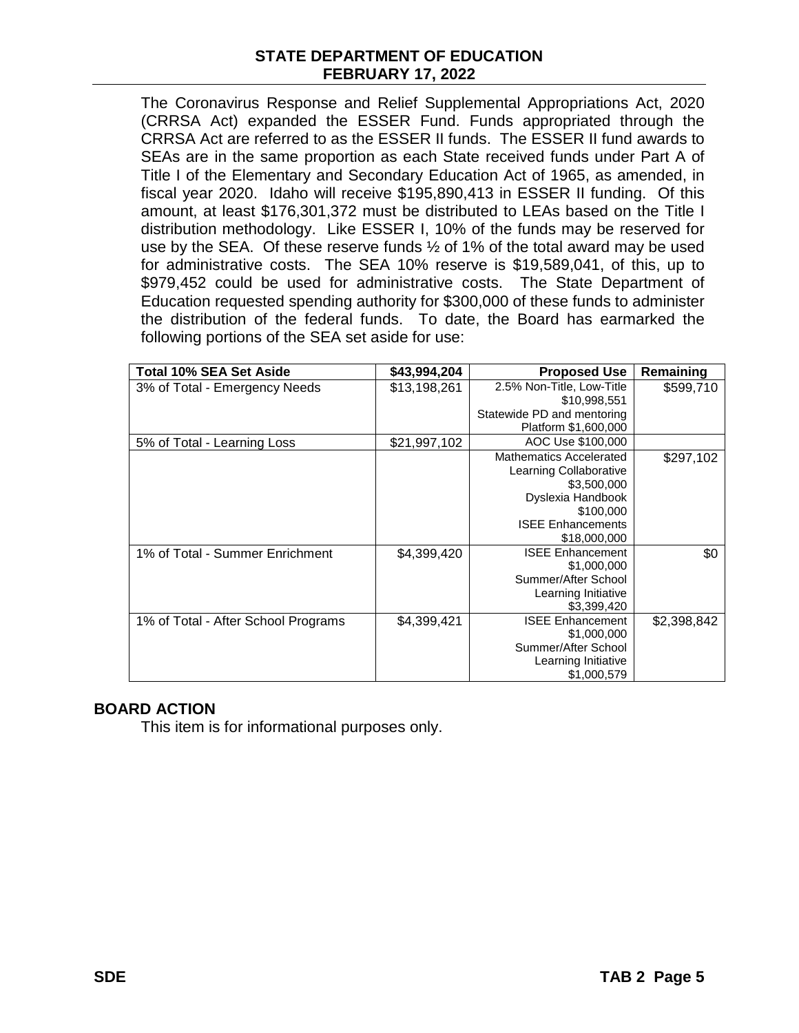The Coronavirus Response and Relief Supplemental Appropriations Act, 2020 (CRRSA Act) expanded the ESSER Fund. Funds appropriated through the CRRSA Act are referred to as the ESSER II funds. The ESSER II fund awards to SEAs are in the same proportion as each State received funds under Part A of Title I of the Elementary and Secondary Education Act of 1965, as amended, in fiscal year 2020. Idaho will receive $195,890,413 in ESSER II funding. Of this amount, at least $176,301,372 must be distributed to LEAs based on the Title I distribution methodology. Like ESSER I, 10% of the funds may be reserved for use by the SEA. Of these reserve funds ½ of 1% of the total award may be used for administrative costs. The SEA 10% reserve is $19,589,041, of this, up to $979,452 could be used for administrative costs. The State Department of Education requested spending authority for $300,000 of these funds to administer the distribution of the federal funds. To date, the Board has earmarked the following portions of the SEA set aside for use:

| Total 10% SEA Set Aside | $43,994,204 | Proposed Use | Remaining |
|---|---|---|---|
| 3% of Total - Emergency Needs | $13,198,261 | 2.5% Non-Title, Low-Title $10,998,551 Statewide PD and mentoring Platform $1,600,000 | $599,710 |
| 5% of Total - Learning Loss | $21,997,102 | AOC Use $100,000 | |
| | | Mathematics Accelerated Learning Collaborative $3,500,000 Dyslexia Handbook $100,000 ISEE Enhancements $18,000,000 | $297,102 |
| 1% of Total - Summer Enrichment | $4,399,420 | ISEE Enhancement $1,000,000 Summer/After School Learning Initiative $3,399,420 | $0 |
| 1% of Total - After School Programs | $4,399,421 | ISEE Enhancement $1,000,000 Summer/After School Learning Initiative $1,000,579 | $2,398,842 |

## BOARD ACTION

This item is for informational purposes only.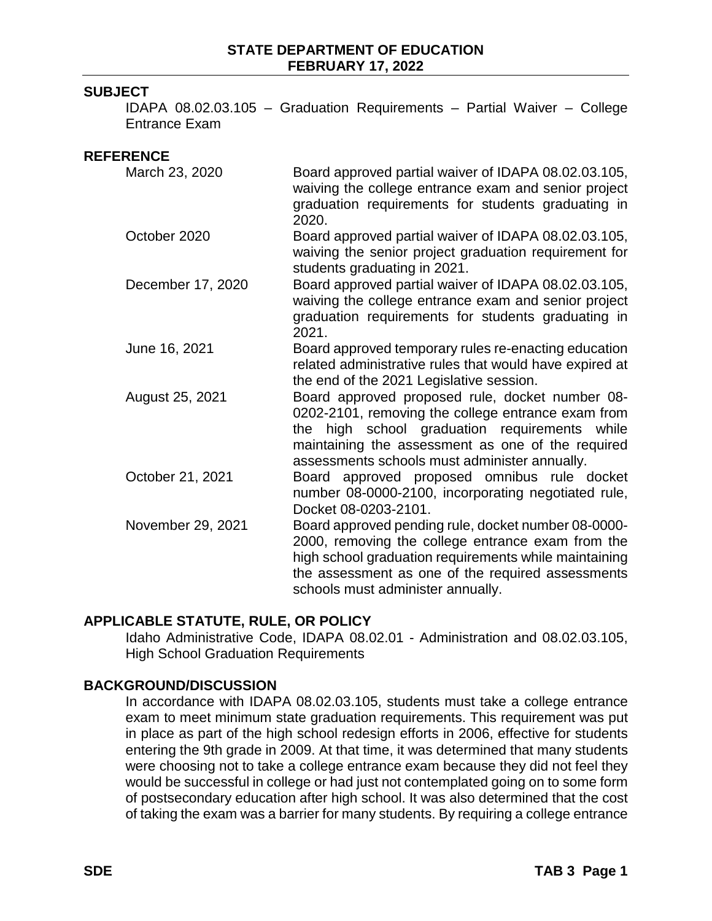**STATE DEPARTMENT OF EDUCATION**
**FEBRUARY 17, 2022**

## SUBJECT

IDAPA 08.02.03.105 – Graduation Requirements – Partial Waiver – College Entrance Exam

## REFERENCE

| | |
|---|---|
| March 23, 2020 | Board approved partial waiver of IDAPA 08.02.03.105, waiving the college entrance exam and senior project graduation requirements for students graduating in 2020. |
| October 2020 | Board approved partial waiver of IDAPA 08.02.03.105, waiving the senior project graduation requirement for students graduating in 2021. |
| December 17, 2020 | Board approved partial waiver of IDAPA 08.02.03.105, waiving the college entrance exam and senior project graduation requirements for students graduating in 2021. |
| June 16, 2021 | Board approved temporary rules re-enacting education related administrative rules that would have expired at the end of the 2021 Legislative session. |
| August 25, 2021 | Board approved proposed rule, docket number 08-0202-2101, removing the college entrance exam from the high school graduation requirements while maintaining the assessment as one of the required assessments schools must administer annually. |
| October 21, 2021 | Board approved proposed omnibus rule docket number 08-0000-2100, incorporating negotiated rule, Docket 08-0203-2101. |
| November 29, 2021 | Board approved pending rule, docket number 08-0000-2000, removing the college entrance exam from the high school graduation requirements while maintaining the assessment as one of the required assessments schools must administer annually. |

## APPLICABLE STATUTE, RULE, OR POLICY

Idaho Administrative Code, IDAPA 08.02.01 - Administration and 08.02.03.105, High School Graduation Requirements

## BACKGROUND/DISCUSSION

In accordance with IDAPA 08.02.03.105, students must take a college entrance exam to meet minimum state graduation requirements. This requirement was put in place as part of the high school redesign efforts in 2006, effective for students entering the 9th grade in 2009. At that time, it was determined that many students were choosing not to take a college entrance exam because they did not feel they would be successful in college or had just not contemplated going on to some form of postsecondary education after high school. It was also determined that the cost of taking the exam was a barrier for many students. By requiring a college entrance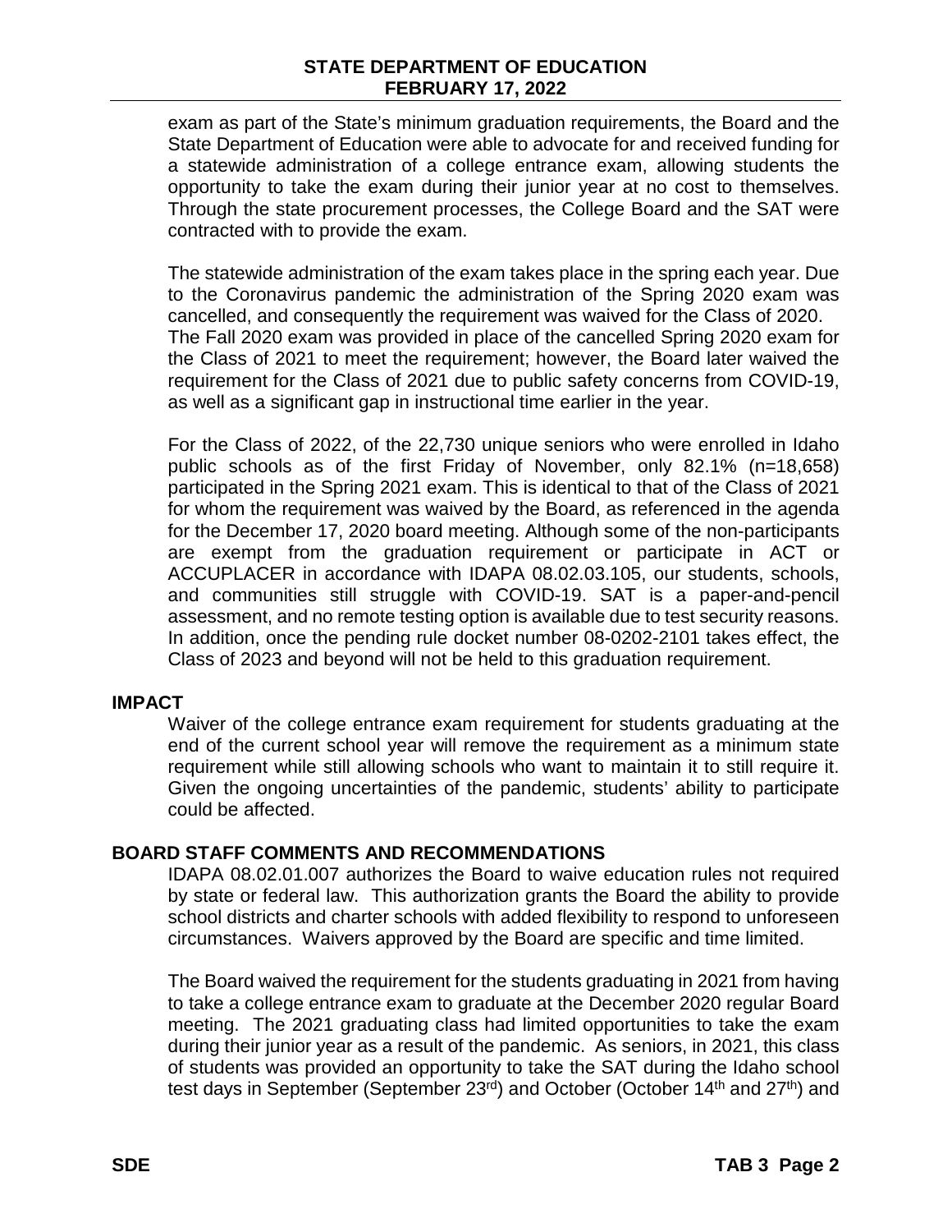exam as part of the State's minimum graduation requirements, the Board and the State Department of Education were able to advocate for and received funding for a statewide administration of a college entrance exam, allowing students the opportunity to take the exam during their junior year at no cost to themselves. Through the state procurement processes, the College Board and the SAT were contracted with to provide the exam.

The statewide administration of the exam takes place in the spring each year. Due to the Coronavirus pandemic the administration of the Spring 2020 exam was cancelled, and consequently the requirement was waived for the Class of 2020. The Fall 2020 exam was provided in place of the cancelled Spring 2020 exam for the Class of 2021 to meet the requirement; however, the Board later waived the requirement for the Class of 2021 due to public safety concerns from COVID-19, as well as a significant gap in instructional time earlier in the year.

For the Class of 2022, of the 22,730 unique seniors who were enrolled in Idaho public schools as of the first Friday of November, only 82.1% (n=18,658) participated in the Spring 2021 exam. This is identical to that of the Class of 2021 for whom the requirement was waived by the Board, as referenced in the agenda for the December 17, 2020 board meeting. Although some of the non-participants are exempt from the graduation requirement or participate in ACT or ACCUPLACER in accordance with IDAPA 08.02.03.105, our students, schools, and communities still struggle with COVID-19. SAT is a paper-and-pencil assessment, and no remote testing option is available due to test security reasons. In addition, once the pending rule docket number 08-0202-2101 takes effect, the Class of 2023 and beyond will not be held to this graduation requirement.

## IMPACT

Waiver of the college entrance exam requirement for students graduating at the end of the current school year will remove the requirement as a minimum state requirement while still allowing schools who want to maintain it to still require it. Given the ongoing uncertainties of the pandemic, students' ability to participate could be affected.

## BOARD STAFF COMMENTS AND RECOMMENDATIONS

IDAPA 08.02.01.007 authorizes the Board to waive education rules not required by state or federal law. This authorization grants the Board the ability to provide school districts and charter schools with added flexibility to respond to unforeseen circumstances. Waivers approved by the Board are specific and time limited.

The Board waived the requirement for the students graduating in 2021 from having to take a college entrance exam to graduate at the December 2020 regular Board meeting. The 2021 graduating class had limited opportunities to take the exam during their junior year as a result of the pandemic. As seniors, in 2021, this class of students was provided an opportunity to take the SAT during the Idaho school test days in September (September 23rd) and October (October 14th and 27th) and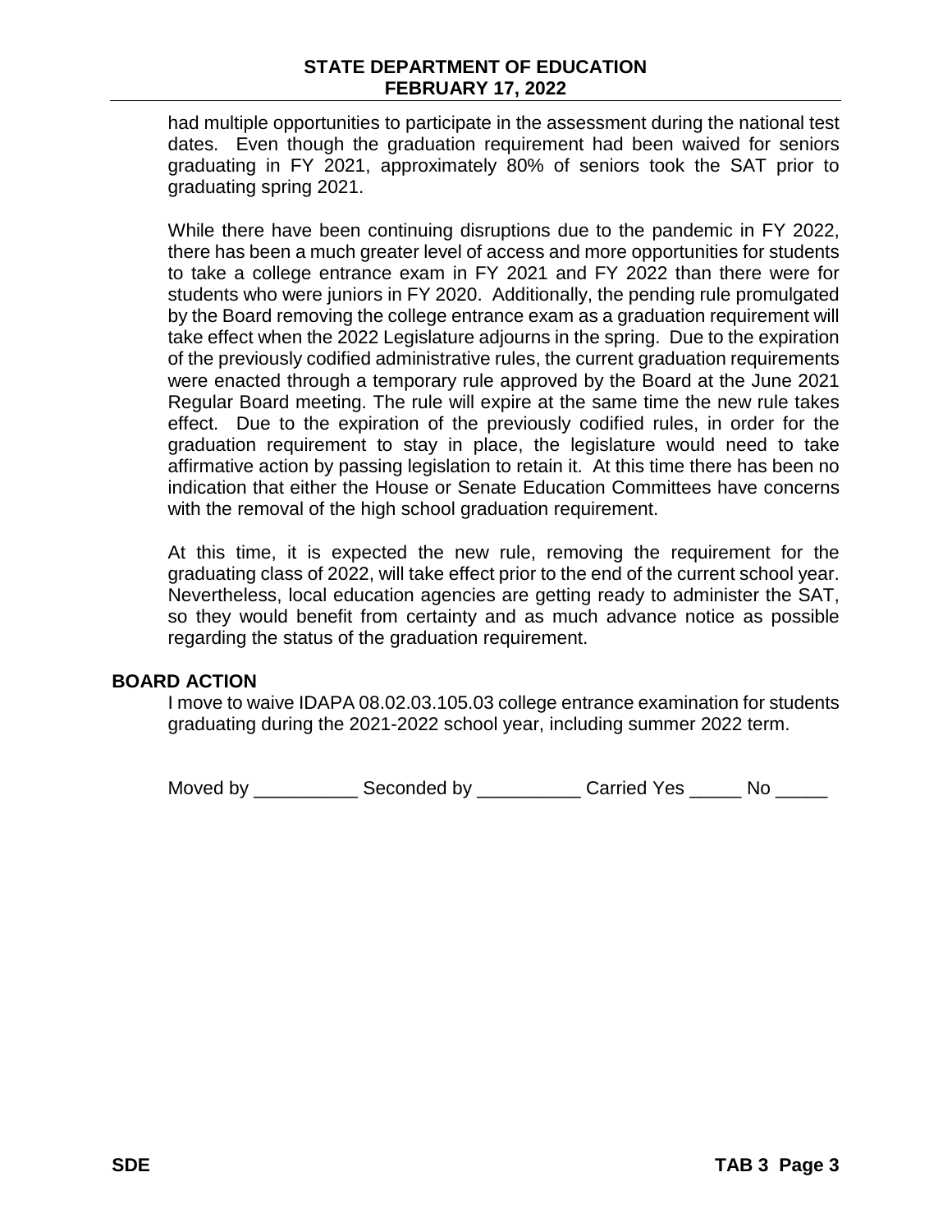had multiple opportunities to participate in the assessment during the national test dates. Even though the graduation requirement had been waived for seniors graduating in FY 2021, approximately 80% of seniors took the SAT prior to graduating spring 2021.

While there have been continuing disruptions due to the pandemic in FY 2022, there has been a much greater level of access and more opportunities for students to take a college entrance exam in FY 2021 and FY 2022 than there were for students who were juniors in FY 2020. Additionally, the pending rule promulgated by the Board removing the college entrance exam as a graduation requirement will take effect when the 2022 Legislature adjourns in the spring. Due to the expiration of the previously codified administrative rules, the current graduation requirements were enacted through a temporary rule approved by the Board at the June 2021 Regular Board meeting. The rule will expire at the same time the new rule takes effect. Due to the expiration of the previously codified rules, in order for the graduation requirement to stay in place, the legislature would need to take affirmative action by passing legislation to retain it. At this time there has been no indication that either the House or Senate Education Committees have concerns with the removal of the high school graduation requirement.

At this time, it is expected the new rule, removing the requirement for the graduating class of 2022, will take effect prior to the end of the current school year. Nevertheless, local education agencies are getting ready to administer the SAT, so they would benefit from certainty and as much advance notice as possible regarding the status of the graduation requirement.

## BOARD ACTION

I move to waive IDAPA 08.02.03.105.03 college entrance examination for students graduating during the 2021-2022 school year, including summer 2022 term.

Moved by __________ Seconded by __________ Carried Yes _____ No _____